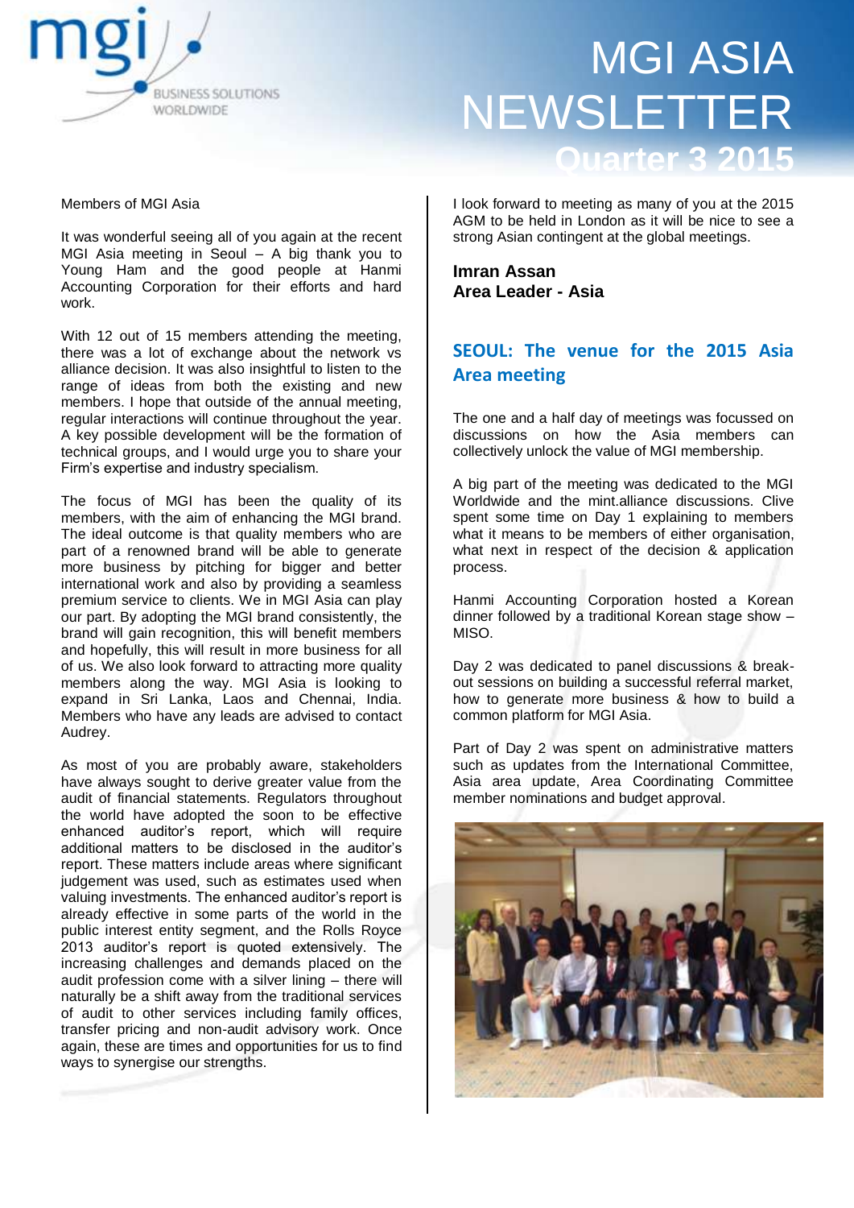# MGI ASIA NEWSLETTER

## Quarter 3 2015

Members of MGI Asia

It was wonderful seeing all of you again at the recent MGI Asia meeting in Seoul – A big thank you to Young Ham and the good people at Hanmi Accounting Corporation for their efforts and hard work.

With 12 out of 15 members attending the meeting, there was a lot of exchange about the network vs alliance decision. It was also insightful to listen to the range of ideas from both the existing and new members. I hope that outside of the annual meeting, regular interactions will continue throughout the year. A key possible development will be the formation of technical groups, and I would urge you to share your Firm's expertise and industry specialism.

The focus of MGI has been the quality of its members, with the aim of enhancing the MGI brand. The ideal outcome is that quality members who are part of a renowned brand will be able to generate more business by pitching for bigger and better international work and also by providing a seamless premium service to clients. We in MGI Asia can play our part. By adopting the MGI brand consistently, the brand will gain recognition, this will benefit members and hopefully, this will result in more business for all of us. We also look forward to attracting more quality members along the way. MGI Asia is looking to expand in Sri Lanka, Laos and Chennai, India. Members who have any leads are advised to contact Audrey.

As most of you are probably aware, stakeholders have always sought to derive greater value from the audit of financial statements. Regulators throughout the world have adopted the soon to be effective enhanced auditor's report, which will require additional matters to be disclosed in the auditor's report. These matters include areas where significant judgement was used, such as estimates used when valuing investments. The enhanced auditor's report is already effective in some parts of the world in the public interest entity segment, and the Rolls Royce 2013 auditor's report is quoted extensively. The increasing challenges and demands placed on the audit profession come with a silver lining – there will naturally be a shift away from the traditional services of audit to other services including family offices, transfer pricing and non-audit advisory work. Once again, these are times and opportunities for us to find ways to synergise our strengths.

I look forward to meeting as many of you at the 2015 AGM to be held in London as it will be nice to see a strong Asian contingent at the global meetings.

**Imran Assan**
**Area Leader - Asia**

## SEOUL: The venue for the 2015 Asia Area meeting

The one and a half day of meetings was focussed on discussions on how the Asia members can collectively unlock the value of MGI membership.

A big part of the meeting was dedicated to the MGI Worldwide and the mint.alliance discussions. Clive spent some time on Day 1 explaining to members what it means to be members of either organisation, what next in respect of the decision & application process.

Hanmi Accounting Corporation hosted a Korean dinner followed by a traditional Korean stage show – MISO.

Day 2 was dedicated to panel discussions & break-out sessions on building a successful referral market, how to generate more business & how to build a common platform for MGI Asia.

Part of Day 2 was spent on administrative matters such as updates from the International Committee, Asia area update, Area Coordinating Committee member nominations and budget approval.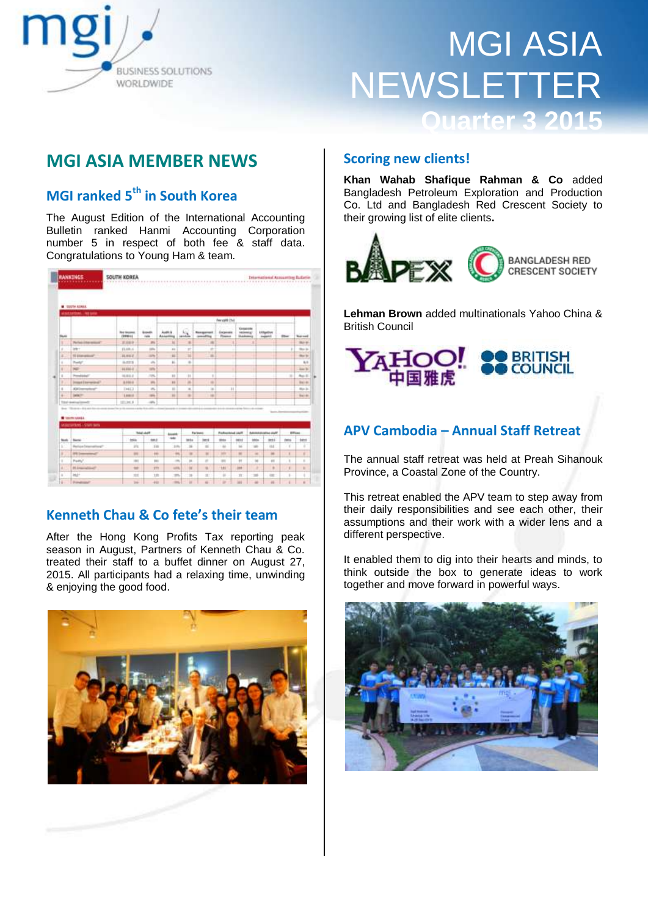# MGI ASIA NEWSLETTER

Quarter 3 2015

## MGI ASIA MEMBER NEWS

### MGI ranked 5th in South Korea

The August Edition of the International Accounting Bulletin ranked Hanmi Accounting Corporation number 5 in respect of both fee & staff data. Congratulations to Young Ham & team.

### Kenneth Chau & Co fete's their team

After the Hong Kong Profits Tax reporting peak season in August, Partners of Kenneth Chau & Co. treated their staff to a buffet dinner on August 27, 2015. All participants had a relaxing time, unwinding & enjoying the good food.

### Scoring new clients!

**Khan Wahab Shafique Rahman & Co** added Bangladesh Petroleum Exploration and Production Co. Ltd and Bangladesh Red Crescent Society to their growing list of elite clients**.**

**Lehman Brown** added multinationals Yahoo China & British Council

### APV Cambodia – Annual Staff Retreat

The annual staff retreat was held at Preah Sihanouk Province, a Coastal Zone of the Country.

This retreat enabled the APV team to step away from their daily responsibilities and see each other, their assumptions and their work with a wider lens and a different perspective.

It enabled them to dig into their hearts and minds, to think outside the box to generate ideas to work together and move forward in powerful ways.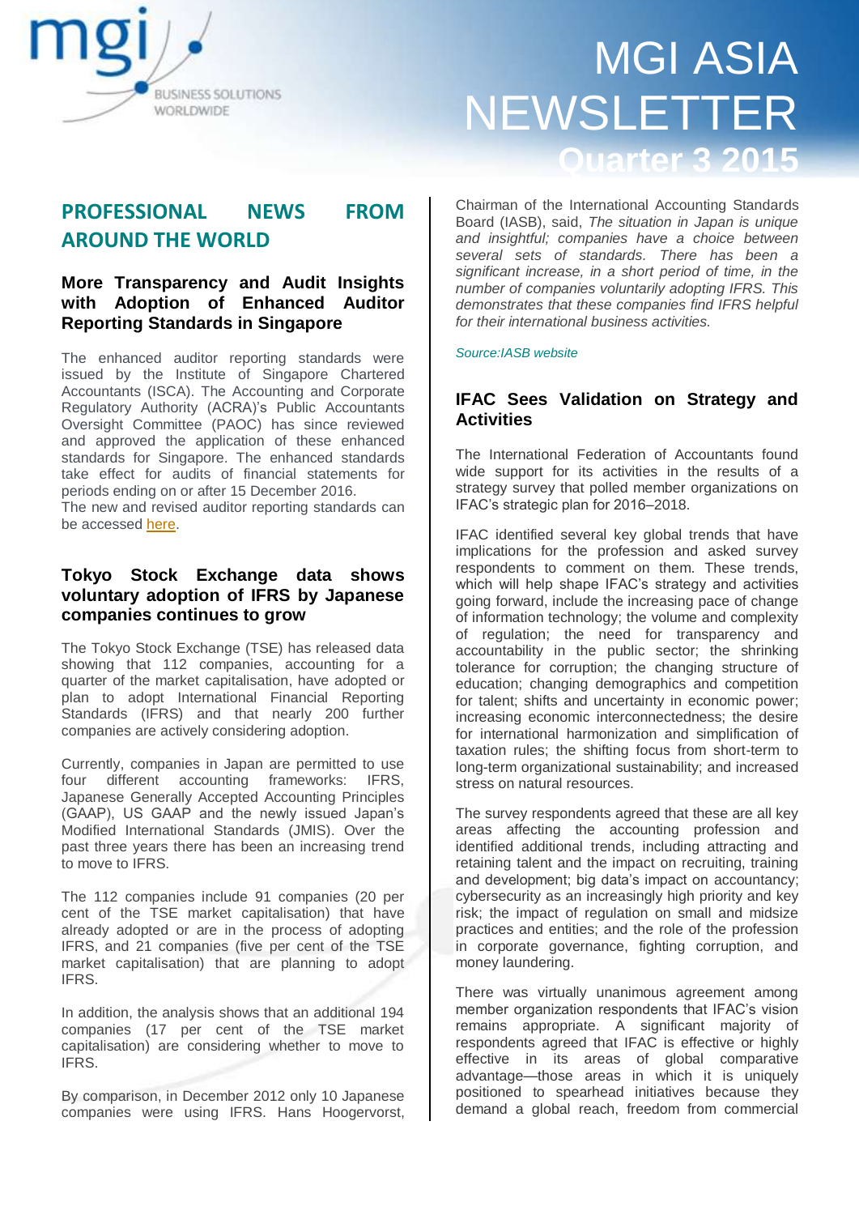## PROFESSIONAL NEWS FROM AROUND THE WORLD

### More Transparency and Audit Insights with Adoption of Enhanced Auditor Reporting Standards in Singapore

The enhanced auditor reporting standards were issued by the Institute of Singapore Chartered Accountants (ISCA). The Accounting and Corporate Regulatory Authority (ACRA)'s Public Accountants Oversight Committee (PAOC) has since reviewed and approved the application of these enhanced standards for Singapore. The enhanced standards take effect for audits of financial statements for periods ending on or after 15 December 2016.
The new and revised auditor reporting standards can be accessed here.

### Tokyo Stock Exchange data shows voluntary adoption of IFRS by Japanese companies continues to grow

The Tokyo Stock Exchange (TSE) has released data showing that 112 companies, accounting for a quarter of the market capitalisation, have adopted or plan to adopt International Financial Reporting Standards (IFRS) and that nearly 200 further companies are actively considering adoption.

Currently, companies in Japan are permitted to use four different accounting frameworks: IFRS, Japanese Generally Accepted Accounting Principles (GAAP), US GAAP and the newly issued Japan's Modified International Standards (JMIS). Over the past three years there has been an increasing trend to move to IFRS.

The 112 companies include 91 companies (20 per cent of the TSE market capitalisation) that have already adopted or are in the process of adopting IFRS, and 21 companies (five per cent of the TSE market capitalisation) that are planning to adopt IFRS.

In addition, the analysis shows that an additional 194 companies (17 per cent of the TSE market capitalisation) are considering whether to move to IFRS.

By comparison, in December 2012 only 10 Japanese companies were using IFRS. Hans Hoogervorst, Chairman of the International Accounting Standards Board (IASB), said, *The situation in Japan is unique and insightful; companies have a choice between several sets of standards. There has been a significant increase, in a short period of time, in the number of companies voluntarily adopting IFRS. This demonstrates that these companies find IFRS helpful for their international business activities.*

*Source:IASB website*

### IFAC Sees Validation on Strategy and Activities

The International Federation of Accountants found wide support for its activities in the results of a strategy survey that polled member organizations on IFAC's strategic plan for 2016–2018.

IFAC identified several key global trends that have implications for the profession and asked survey respondents to comment on them. These trends, which will help shape IFAC's strategy and activities going forward, include the increasing pace of change of information technology; the volume and complexity of regulation; the need for transparency and accountability in the public sector; the shrinking tolerance for corruption; the changing structure of education; changing demographics and competition for talent; shifts and uncertainty in economic power; increasing economic interconnectedness; the desire for international harmonization and simplification of taxation rules; the shifting focus from short-term to long-term organizational sustainability; and increased stress on natural resources.

The survey respondents agreed that these are all key areas affecting the accounting profession and identified additional trends, including attracting and retaining talent and the impact on recruiting, training and development; big data's impact on accountancy; cybersecurity as an increasingly high priority and key risk; the impact of regulation on small and midsize practices and entities; and the role of the profession in corporate governance, fighting corruption, and money laundering.

There was virtually unanimous agreement among member organization respondents that IFAC's vision remains appropriate. A significant majority of respondents agreed that IFAC is effective or highly effective in its areas of global comparative advantage—those areas in which it is uniquely positioned to spearhead initiatives because they demand a global reach, freedom from commercial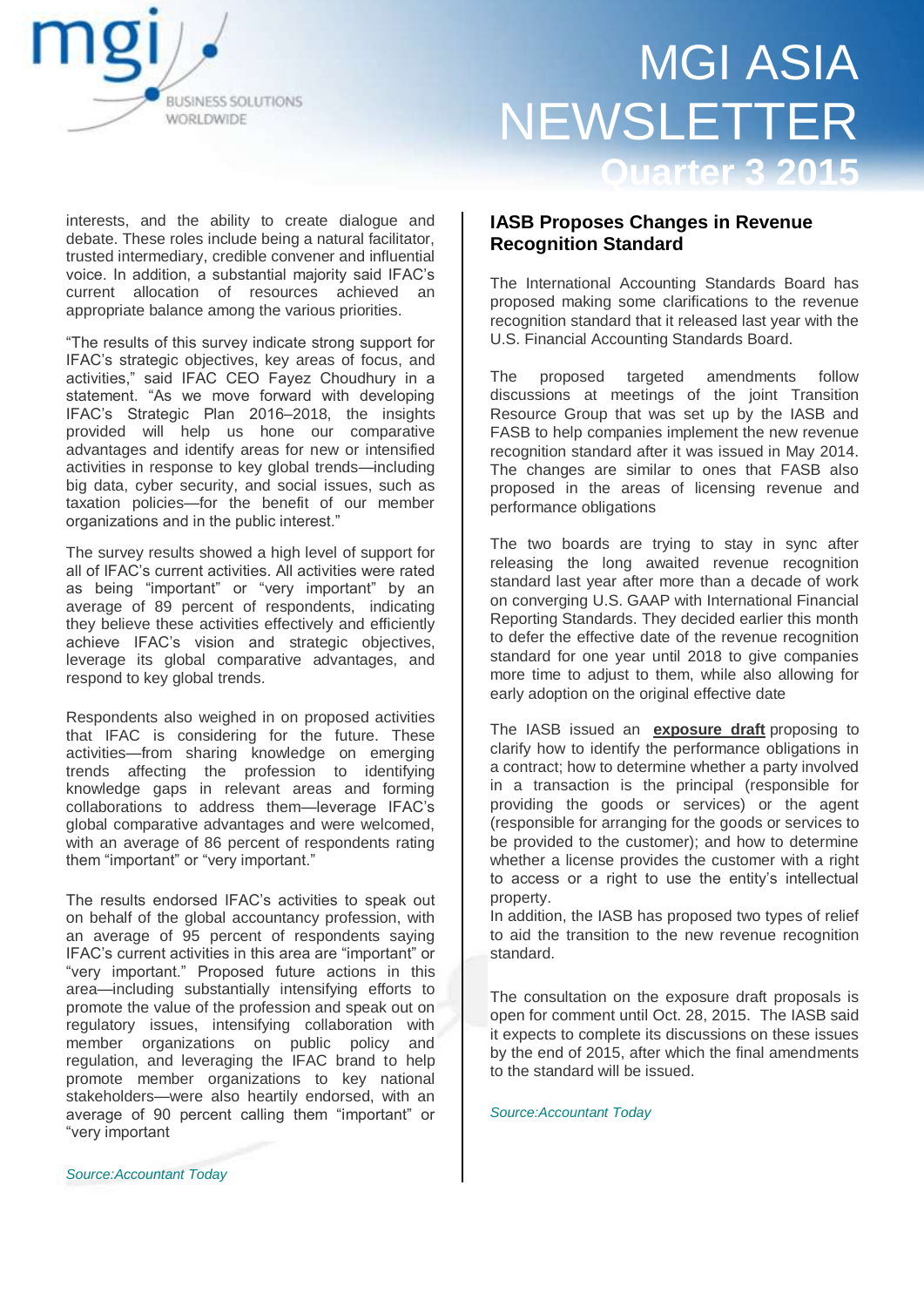interests, and the ability to create dialogue and debate. These roles include being a natural facilitator, trusted intermediary, credible convener and influential voice. In addition, a substantial majority said IFAC's current allocation of resources achieved an appropriate balance among the various priorities.

"The results of this survey indicate strong support for IFAC's strategic objectives, key areas of focus, and activities," said IFAC CEO Fayez Choudhury in a statement. "As we move forward with developing IFAC's Strategic Plan 2016–2018, the insights provided will help us hone our comparative advantages and identify areas for new or intensified activities in response to key global trends—including big data, cyber security, and social issues, such as taxation policies—for the benefit of our member organizations and in the public interest."

The survey results showed a high level of support for all of IFAC's current activities. All activities were rated as being "important" or "very important" by an average of 89 percent of respondents, indicating they believe these activities effectively and efficiently achieve IFAC's vision and strategic objectives, leverage its global comparative advantages, and respond to key global trends.

Respondents also weighed in on proposed activities that IFAC is considering for the future. These activities—from sharing knowledge on emerging trends affecting the profession to identifying knowledge gaps in relevant areas and forming collaborations to address them—leverage IFAC's global comparative advantages and were welcomed, with an average of 86 percent of respondents rating them "important" or "very important."

The results endorsed IFAC's activities to speak out on behalf of the global accountancy profession, with an average of 95 percent of respondents saying IFAC's current activities in this area are "important" or "very important." Proposed future actions in this area—including substantially intensifying efforts to promote the value of the profession and speak out on regulatory issues, intensifying collaboration with member organizations on public policy and regulation, and leveraging the IFAC brand to help promote member organizations to key national stakeholders—were also heartily endorsed, with an average of 90 percent calling them "important" or "very important

*Source:Accountant Today*

## IASB Proposes Changes in Revenue Recognition Standard

The International Accounting Standards Board has proposed making some clarifications to the revenue recognition standard that it released last year with the U.S. Financial Accounting Standards Board.

The proposed targeted amendments follow discussions at meetings of the joint Transition Resource Group that was set up by the IASB and FASB to help companies implement the new revenue recognition standard after it was issued in May 2014. The changes are similar to ones that FASB also proposed in the areas of licensing revenue and performance obligations

The two boards are trying to stay in sync after releasing the long awaited revenue recognition standard last year after more than a decade of work on converging U.S. GAAP with International Financial Reporting Standards. They decided earlier this month to defer the effective date of the revenue recognition standard for one year until 2018 to give companies more time to adjust to them, while also allowing for early adoption on the original effective date

The IASB issued an **exposure draft** proposing to clarify how to identify the performance obligations in a contract; how to determine whether a party involved in a transaction is the principal (responsible for providing the goods or services) or the agent (responsible for arranging for the goods or services to be provided to the customer); and how to determine whether a license provides the customer with a right to access or a right to use the entity's intellectual property.

In addition, the IASB has proposed two types of relief to aid the transition to the new revenue recognition standard.

The consultation on the exposure draft proposals is open for comment until Oct. 28, 2015. The IASB said it expects to complete its discussions on these issues by the end of 2015, after which the final amendments to the standard will be issued.

*Source:Accountant Today*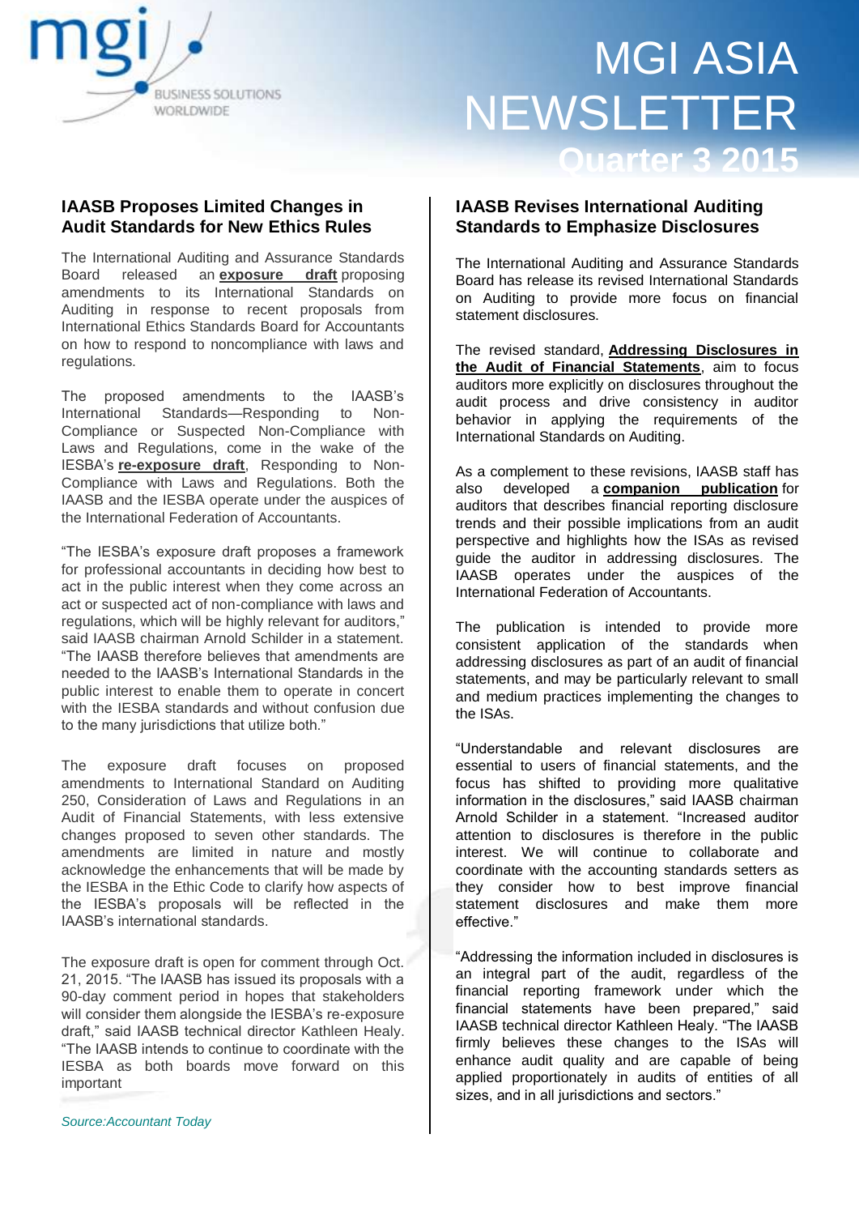## IAASB Proposes Limited Changes in Audit Standards for New Ethics Rules

The International Auditing and Assurance Standards Board released an **exposure draft** proposing amendments to its International Standards on Auditing in response to recent proposals from International Ethics Standards Board for Accountants on how to respond to noncompliance with laws and regulations.

The proposed amendments to the IAASB's International Standards—Responding to Non-Compliance or Suspected Non-Compliance with Laws and Regulations, come in the wake of the IESBA's **re-exposure draft**, Responding to Non-Compliance with Laws and Regulations. Both the IAASB and the IESBA operate under the auspices of the International Federation of Accountants.

"The IESBA's exposure draft proposes a framework for professional accountants in deciding how best to act in the public interest when they come across an act or suspected act of non-compliance with laws and regulations, which will be highly relevant for auditors," said IAASB chairman Arnold Schilder in a statement. "The IAASB therefore believes that amendments are needed to the IAASB's International Standards in the public interest to enable them to operate in concert with the IESBA standards and without confusion due to the many jurisdictions that utilize both."

The exposure draft focuses on proposed amendments to International Standard on Auditing 250, Consideration of Laws and Regulations in an Audit of Financial Statements, with less extensive changes proposed to seven other standards. The amendments are limited in nature and mostly acknowledge the enhancements that will be made by the IESBA in the Ethic Code to clarify how aspects of the IESBA's proposals will be reflected in the IAASB's international standards.

The exposure draft is open for comment through Oct. 21, 2015. "The IAASB has issued its proposals with a 90-day comment period in hopes that stakeholders will consider them alongside the IESBA's re-exposure draft," said IAASB technical director Kathleen Healy. "The IAASB intends to continue to coordinate with the IESBA as both boards move forward on this important

*Source:Accountant Today*

## IAASB Revises International Auditing Standards to Emphasize Disclosures

The International Auditing and Assurance Standards Board has release its revised International Standards on Auditing to provide more focus on financial statement disclosures.

The revised standard, **Addressing Disclosures in the Audit of Financial Statements**, aim to focus auditors more explicitly on disclosures throughout the audit process and drive consistency in auditor behavior in applying the requirements of the International Standards on Auditing.

As a complement to these revisions, IAASB staff has also developed a **companion publication** for auditors that describes financial reporting disclosure trends and their possible implications from an audit perspective and highlights how the ISAs as revised guide the auditor in addressing disclosures. The IAASB operates under the auspices of the International Federation of Accountants.

The publication is intended to provide more consistent application of the standards when addressing disclosures as part of an audit of financial statements, and may be particularly relevant to small and medium practices implementing the changes to the ISAs.

"Understandable and relevant disclosures are essential to users of financial statements, and the focus has shifted to providing more qualitative information in the disclosures," said IAASB chairman Arnold Schilder in a statement. "Increased auditor attention to disclosures is therefore in the public interest. We will continue to collaborate and coordinate with the accounting standards setters as they consider how to best improve financial statement disclosures and make them more effective."

"Addressing the information included in disclosures is an integral part of the audit, regardless of the financial reporting framework under which the financial statements have been prepared," said IAASB technical director Kathleen Healy. "The IAASB firmly believes these changes to the ISAs will enhance audit quality and are capable of being applied proportionately in audits of entities of all sizes, and in all jurisdictions and sectors."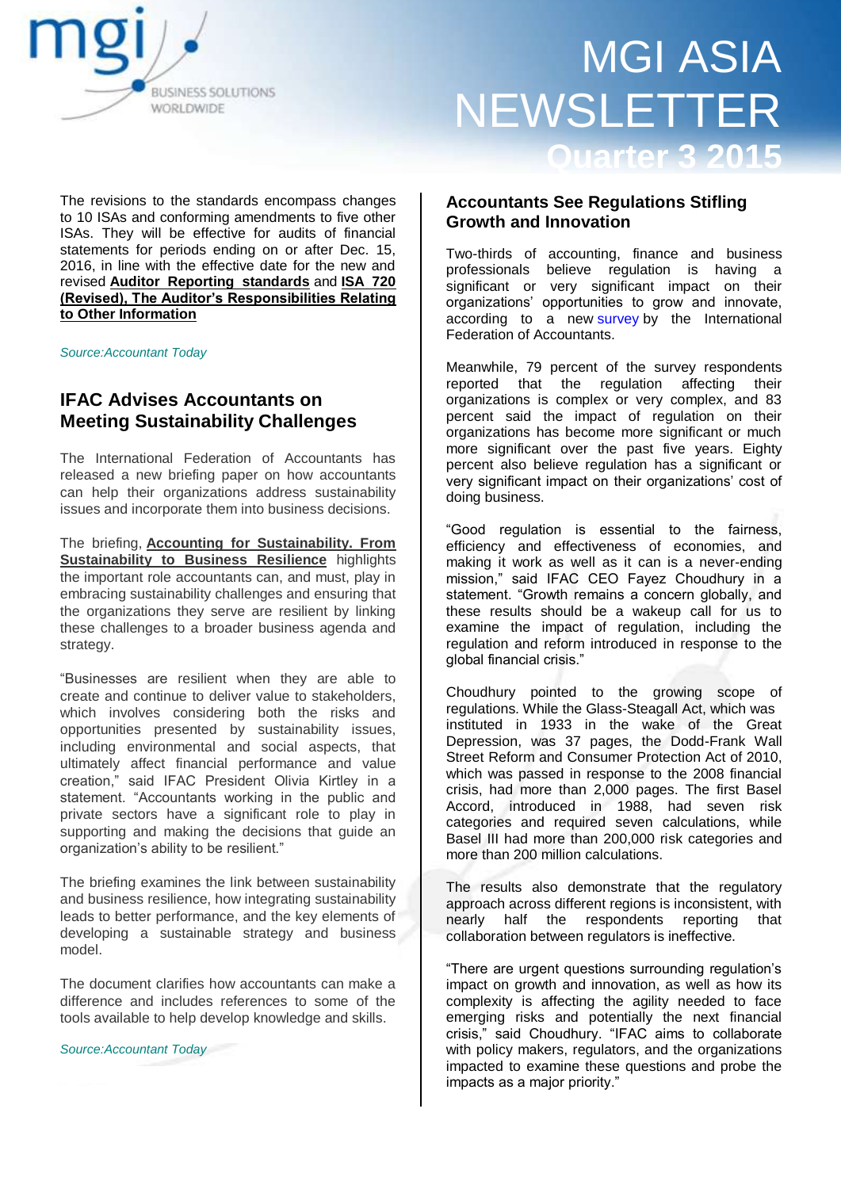The revisions to the standards encompass changes to 10 ISAs and conforming amendments to five other ISAs. They will be effective for audits of financial statements for periods ending on or after Dec. 15, 2016, in line with the effective date for the new and revised **Auditor Reporting standards** and **ISA 720 (Revised), The Auditor's Responsibilities Relating to Other Information**

*Source:Accountant Today*

## IFAC Advises Accountants on Meeting Sustainability Challenges

The International Federation of Accountants has released a new briefing paper on how accountants can help their organizations address sustainability issues and incorporate them into business decisions.

The briefing, **Accounting for Sustainability. From Sustainability to Business Resilience** highlights the important role accountants can, and must, play in embracing sustainability challenges and ensuring that the organizations they serve are resilient by linking these challenges to a broader business agenda and strategy.

"Businesses are resilient when they are able to create and continue to deliver value to stakeholders, which involves considering both the risks and opportunities presented by sustainability issues, including environmental and social aspects, that ultimately affect financial performance and value creation," said IFAC President Olivia Kirtley in a statement. "Accountants working in the public and private sectors have a significant role to play in supporting and making the decisions that guide an organization's ability to be resilient."

The briefing examines the link between sustainability and business resilience, how integrating sustainability leads to better performance, and the key elements of developing a sustainable strategy and business model.

The document clarifies how accountants can make a difference and includes references to some of the tools available to help develop knowledge and skills.

*Source:Accountant Today*

## Accountants See Regulations Stifling Growth and Innovation

Two-thirds of accounting, finance and business professionals believe regulation is having a significant or very significant impact on their organizations' opportunities to grow and innovate, according to a new survey by the International Federation of Accountants.

Meanwhile, 79 percent of the survey respondents reported that the regulation affecting their organizations is complex or very complex, and 83 percent said the impact of regulation on their organizations has become more significant or much more significant over the past five years. Eighty percent also believe regulation has a significant or very significant impact on their organizations' cost of doing business.

"Good regulation is essential to the fairness, efficiency and effectiveness of economies, and making it work as well as it can is a never-ending mission," said IFAC CEO Fayez Choudhury in a statement. "Growth remains a concern globally, and these results should be a wakeup call for us to examine the impact of regulation, including the regulation and reform introduced in response to the global financial crisis."

Choudhury pointed to the growing scope of regulations. While the Glass-Steagall Act, which was instituted in 1933 in the wake of the Great Depression, was 37 pages, the Dodd-Frank Wall Street Reform and Consumer Protection Act of 2010, which was passed in response to the 2008 financial crisis, had more than 2,000 pages. The first Basel Accord, introduced in 1988, had seven risk categories and required seven calculations, while Basel III had more than 200,000 risk categories and more than 200 million calculations.

The results also demonstrate that the regulatory approach across different regions is inconsistent, with nearly half the respondents reporting that collaboration between regulators is ineffective.

"There are urgent questions surrounding regulation's impact on growth and innovation, as well as how its complexity is affecting the agility needed to face emerging risks and potentially the next financial crisis," said Choudhury. "IFAC aims to collaborate with policy makers, regulators, and the organizations impacted to examine these questions and probe the impacts as a major priority."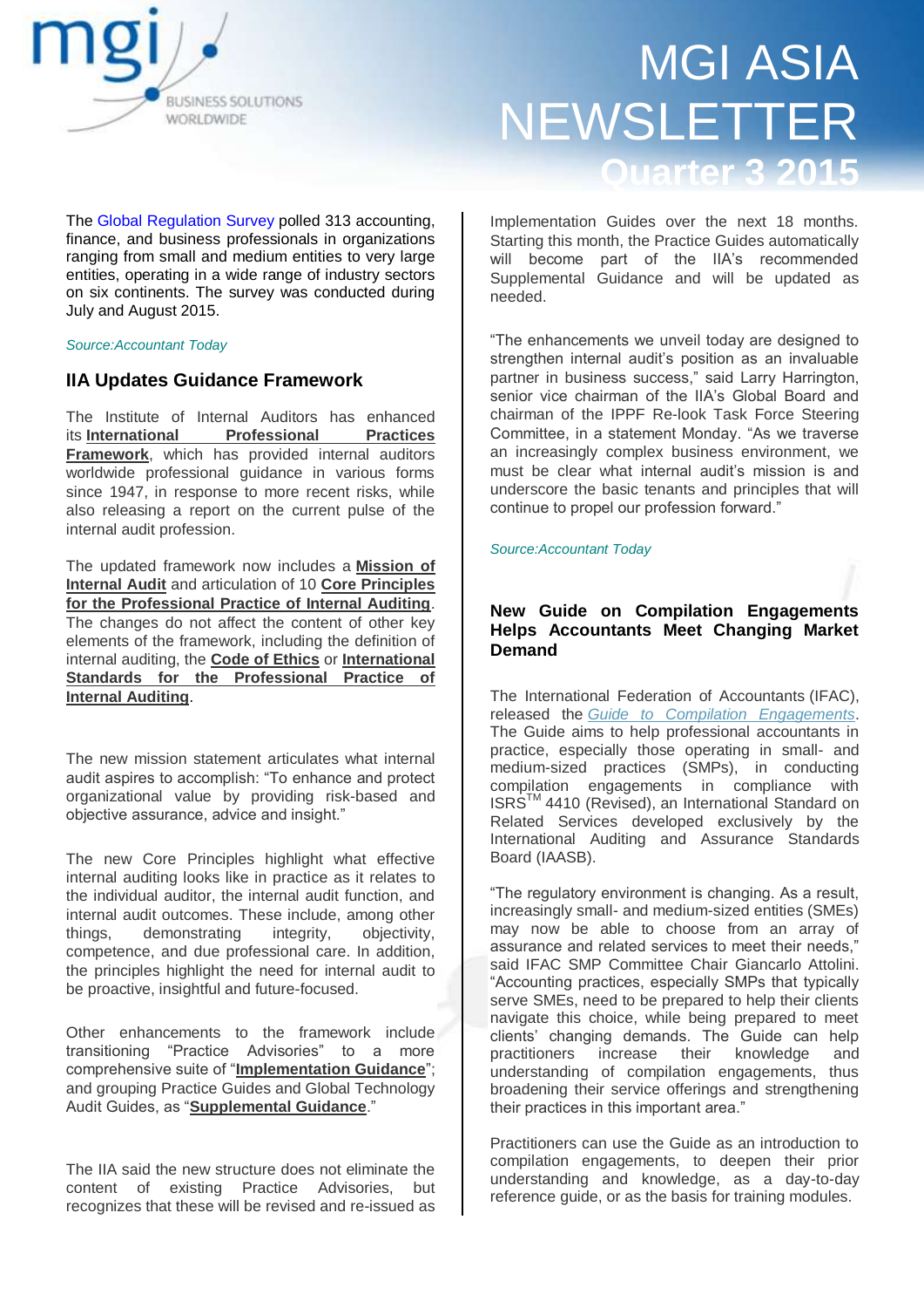The Global Regulation Survey polled 313 accounting, finance, and business professionals in organizations ranging from small and medium entities to very large entities, operating in a wide range of industry sectors on six continents. The survey was conducted during July and August 2015.

*Source:Accountant Today*

## IIA Updates Guidance Framework

The Institute of Internal Auditors has enhanced its **International Professional Practices Framework**, which has provided internal auditors worldwide professional guidance in various forms since 1947, in response to more recent risks, while also releasing a report on the current pulse of the internal audit profession.

The updated framework now includes a **Mission of Internal Audit** and articulation of 10 **Core Principles for the Professional Practice of Internal Auditing**. The changes do not affect the content of other key elements of the framework, including the definition of internal auditing, the **Code of Ethics** or **International Standards for the Professional Practice of Internal Auditing**.

The new mission statement articulates what internal audit aspires to accomplish: "To enhance and protect organizational value by providing risk-based and objective assurance, advice and insight."

The new Core Principles highlight what effective internal auditing looks like in practice as it relates to the individual auditor, the internal audit function, and internal audit outcomes. These include, among other things, demonstrating integrity, objectivity, competence, and due professional care. In addition, the principles highlight the need for internal audit to be proactive, insightful and future-focused.

Other enhancements to the framework include transitioning "Practice Advisories" to a more comprehensive suite of "**Implementation Guidance**"; and grouping Practice Guides and Global Technology Audit Guides, as "**Supplemental Guidance**."

The IIA said the new structure does not eliminate the content of existing Practice Advisories, but recognizes that these will be revised and re-issued as Implementation Guides over the next 18 months. Starting this month, the Practice Guides automatically will become part of the IIA's recommended Supplemental Guidance and will be updated as needed.

"The enhancements we unveil today are designed to strengthen internal audit's position as an invaluable partner in business success," said Larry Harrington, senior vice chairman of the IIA's Global Board and chairman of the IPPF Re-look Task Force Steering Committee, in a statement Monday. "As we traverse an increasingly complex business environment, we must be clear what internal audit's mission is and underscore the basic tenants and principles that will continue to propel our profession forward."

*Source:Accountant Today*

## New Guide on Compilation Engagements Helps Accountants Meet Changing Market Demand

The International Federation of Accountants (IFAC), released the *Guide to Compilation Engagements*. The Guide aims to help professional accountants in practice, especially those operating in small- and medium-sized practices (SMPs), in conducting compilation engagements in compliance with ISRS[TM] 4410 (Revised), an International Standard on Related Services developed exclusively by the International Auditing and Assurance Standards Board (IAASB).

"The regulatory environment is changing. As a result, increasingly small- and medium-sized entities (SMEs) may now be able to choose from an array of assurance and related services to meet their needs," said IFAC SMP Committee Chair Giancarlo Attolini. "Accounting practices, especially SMPs that typically serve SMEs, need to be prepared to help their clients navigate this choice, while being prepared to meet clients' changing demands. The Guide can help practitioners increase their knowledge and understanding of compilation engagements, thus broadening their service offerings and strengthening their practices in this important area."

Practitioners can use the Guide as an introduction to compilation engagements, to deepen their prior understanding and knowledge, as a day-to-day reference guide, or as the basis for training modules.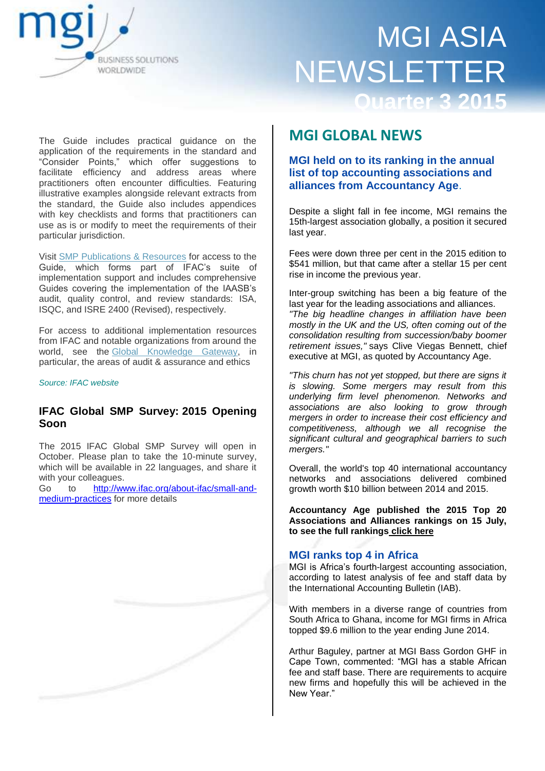The Guide includes practical guidance on the application of the requirements in the standard and "Consider Points," which offer suggestions to facilitate efficiency and address areas where practitioners often encounter difficulties. Featuring illustrative examples alongside relevant extracts from the standard, the Guide also includes appendices with key checklists and forms that practitioners can use as is or modify to meet the requirements of their particular jurisdiction.

Visit SMP Publications & Resources for access to the Guide, which forms part of IFAC's suite of implementation support and includes comprehensive Guides covering the implementation of the IAASB's audit, quality control, and review standards: ISA, ISQC, and ISRE 2400 (Revised), respectively.

For access to additional implementation resources from IFAC and notable organizations from around the world, see the Global Knowledge Gateway, in particular, the areas of audit & assurance and ethics

*Source: IFAC website*

### IFAC Global SMP Survey: 2015 Opening Soon

The 2015 IFAC Global SMP Survey will open in October. Please plan to take the 10-minute survey, which will be available in 22 languages, and share it with your colleagues.
Go to http://www.ifac.org/about-ifac/small-and-medium-practices for more details

## MGI GLOBAL NEWS

### MGI held on to its ranking in the annual list of top accounting associations and alliances from Accountancy Age.

Despite a slight fall in fee income, MGI remains the 15th-largest association globally, a position it secured last year.

Fees were down three per cent in the 2015 edition to $541 million, but that came after a stellar 15 per cent rise in income the previous year.

Inter-group switching has been a big feature of the last year for the leading associations and alliances. *"The big headline changes in affiliation have been mostly in the UK and the US, often coming out of the consolidation resulting from succession/baby boomer retirement issues,"* says Clive Viegas Bennett, chief executive at MGI, as quoted by Accountancy Age.

*"This churn has not yet stopped, but there are signs it is slowing. Some mergers may result from this underlying firm level phenomenon. Networks and associations are also looking to grow through mergers in order to increase their cost efficiency and competitiveness, although we all recognise the significant cultural and geographical barriers to such mergers."*

Overall, the world's top 40 international accountancy networks and associations delivered combined growth worth $10 billion between 2014 and 2015.

**Accountancy Age published the 2015 Top 20 Associations and Alliances rankings on 15 July, to see the full rankings click here**

### MGI ranks top 4 in Africa

MGI is Africa's fourth-largest accounting association, according to latest analysis of fee and staff data by the International Accounting Bulletin (IAB).

With members in a diverse range of countries from South Africa to Ghana, income for MGI firms in Africa topped $9.6 million to the year ending June 2014.

Arthur Baguley, partner at MGI Bass Gordon GHF in Cape Town, commented: "MGI has a stable African fee and staff base. There are requirements to acquire new firms and hopefully this will be achieved in the New Year."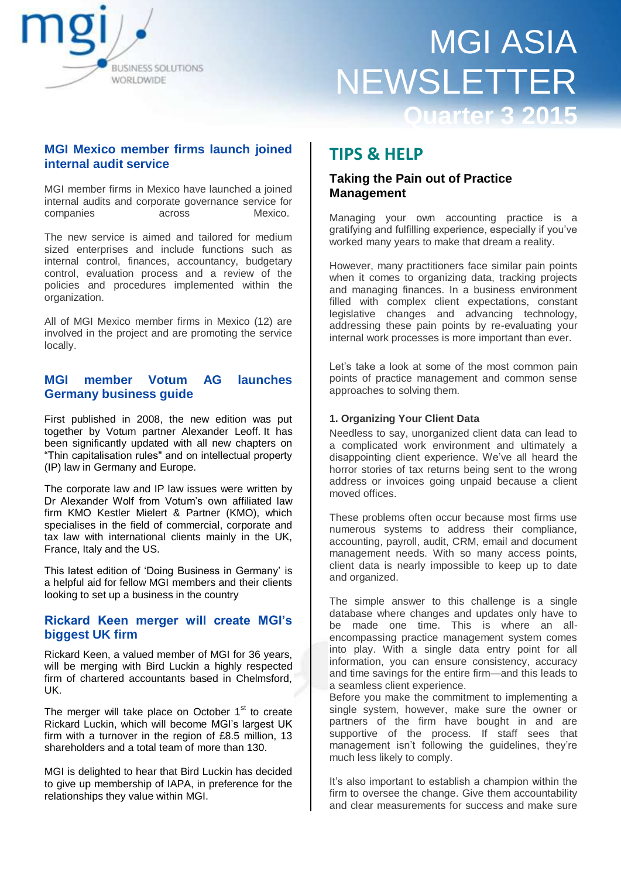# MGI ASIA NEWSLETTER

## Quarter 3 2015

## MGI Mexico member firms launch joined internal audit service

MGI member firms in Mexico have launched a joined internal audits and corporate governance service for companies across Mexico.

The new service is aimed and tailored for medium sized enterprises and include functions such as internal control, finances, accountancy, budgetary control, evaluation process and a review of the policies and procedures implemented within the organization.

All of MGI Mexico member firms in Mexico (12) are involved in the project and are promoting the service locally.

## MGI member Votum AG launches Germany business guide

First published in 2008, the new edition was put together by Votum partner Alexander Leoff. It has been significantly updated with all new chapters on "Thin capitalisation rules" and on intellectual property (IP) law in Germany and Europe.

The corporate law and IP law issues were written by Dr Alexander Wolf from Votum's own affiliated law firm KMO Kestler Mielert & Partner (KMO), which specialises in the field of commercial, corporate and tax law with international clients mainly in the UK, France, Italy and the US.

This latest edition of 'Doing Business in Germany' is a helpful aid for fellow MGI members and their clients looking to set up a business in the country

## Rickard Keen merger will create MGI's biggest UK firm

Rickard Keen, a valued member of MGI for 36 years, will be merging with Bird Luckin a highly respected firm of chartered accountants based in Chelmsford, UK.

The merger will take place on October 1st to create Rickard Luckin, which will become MGI's largest UK firm with a turnover in the region of £8.5 million, 13 shareholders and a total team of more than 130.

MGI is delighted to hear that Bird Luckin has decided to give up membership of IAPA, in preference for the relationships they value within MGI.

# TIPS & HELP

### Taking the Pain out of Practice Management

Managing your own accounting practice is a gratifying and fulfilling experience, especially if you've worked many years to make that dream a reality.

However, many practitioners face similar pain points when it comes to organizing data, tracking projects and managing finances. In a business environment filled with complex client expectations, constant legislative changes and advancing technology, addressing these pain points by re-evaluating your internal work processes is more important than ever.

Let's take a look at some of the most common pain points of practice management and common sense approaches to solving them.

#### 1. Organizing Your Client Data

Needless to say, unorganized client data can lead to a complicated work environment and ultimately a disappointing client experience. We've all heard the horror stories of tax returns being sent to the wrong address or invoices going unpaid because a client moved offices.

These problems often occur because most firms use numerous systems to address their compliance, accounting, payroll, audit, CRM, email and document management needs. With so many access points, client data is nearly impossible to keep up to date and organized.

The simple answer to this challenge is a single database where changes and updates only have to be made one time. This is where an all-encompassing practice management system comes into play. With a single data entry point for all information, you can ensure consistency, accuracy and time savings for the entire firm—and this leads to a seamless client experience.

Before you make the commitment to implementing a single system, however, make sure the owner or partners of the firm have bought in and are supportive of the process. If staff sees that management isn't following the guidelines, they're much less likely to comply.

It's also important to establish a champion within the firm to oversee the change. Give them accountability and clear measurements for success and make sure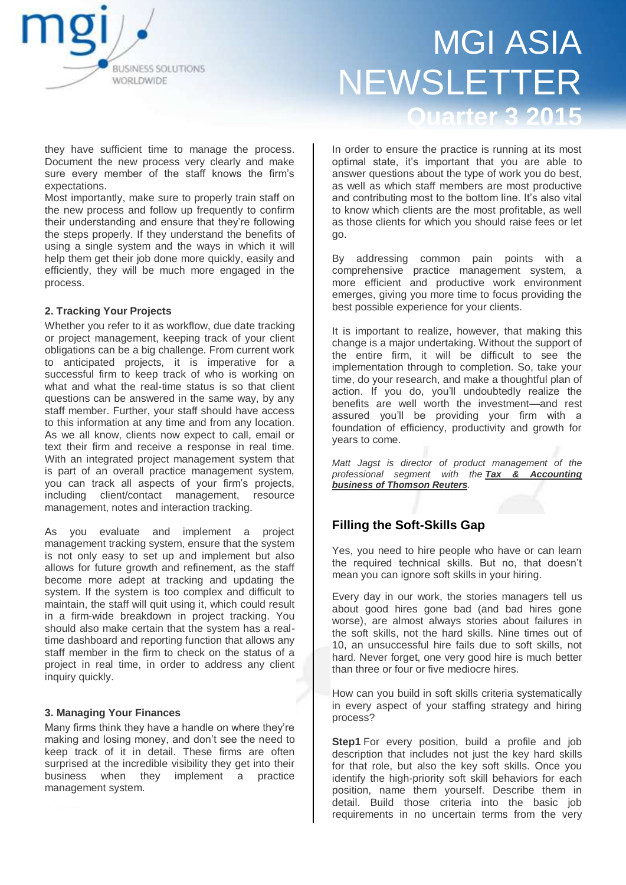they have sufficient time to manage the process. Document the new process very clearly and make sure every member of the staff knows the firm's expectations.

Most importantly, make sure to properly train staff on the new process and follow up frequently to confirm their understanding and ensure that they're following the steps properly. If they understand the benefits of using a single system and the ways in which it will help them get their job done more quickly, easily and efficiently, they will be much more engaged in the process.

**2. Tracking Your Projects**

Whether you refer to it as workflow, due date tracking or project management, keeping track of your client obligations can be a big challenge. From current work to anticipated projects, it is imperative for a successful firm to keep track of who is working on what and what the real-time status is so that client questions can be answered in the same way, by any staff member. Further, your staff should have access to this information at any time and from any location. As we all know, clients now expect to call, email or text their firm and receive a response in real time. With an integrated project management system that is part of an overall practice management system, you can track all aspects of your firm's projects, including client/contact management, resource management, notes and interaction tracking.

As you evaluate and implement a project management tracking system, ensure that the system is not only easy to set up and implement but also allows for future growth and refinement, as the staff become more adept at tracking and updating the system. If the system is too complex and difficult to maintain, the staff will quit using it, which could result in a firm-wide breakdown in project tracking. You should also make certain that the system has a real-time dashboard and reporting function that allows any staff member in the firm to check on the status of a project in real time, in order to address any client inquiry quickly.

**3. Managing Your Finances**

Many firms think they have a handle on where they're making and losing money, and don't see the need to keep track of it in detail. These firms are often surprised at the incredible visibility they get into their business when they implement a practice management system.

In order to ensure the practice is running at its most optimal state, it's important that you are able to answer questions about the type of work you do best, as well as which staff members are most productive and contributing most to the bottom line. It's also vital to know which clients are the most profitable, as well as those clients for which you should raise fees or let go.

By addressing common pain points with a comprehensive practice management system, a more efficient and productive work environment emerges, giving you more time to focus providing the best possible experience for your clients.

It is important to realize, however, that making this change is a major undertaking. Without the support of the entire firm, it will be difficult to see the implementation through to completion. So, take your time, do your research, and make a thoughtful plan of action. If you do, you'll undoubtedly realize the benefits are well worth the investment—and rest assured you'll be providing your firm with a foundation of efficiency, productivity and growth for years to come.

*Matt Jagst is director of product management of the professional segment with the* ***Tax & Accounting business of Thomson Reuters****.*

## Filling the Soft-Skills Gap

Yes, you need to hire people who have or can learn the required technical skills. But no, that doesn't mean you can ignore soft skills in your hiring.

Every day in our work, the stories managers tell us about good hires gone bad (and bad hires gone worse), are almost always stories about failures in the soft skills, not the hard skills. Nine times out of 10, an unsuccessful hire fails due to soft skills, not hard. Never forget, one very good hire is much better than three or four or five mediocre hires.

How can you build in soft skills criteria systematically in every aspect of your staffing strategy and hiring process?

**Step1** For every position, build a profile and job description that includes not just the key hard skills for that role, but also the key soft skills. Once you identify the high-priority soft skill behaviors for each position, name them yourself. Describe them in detail. Build those criteria into the basic job requirements in no uncertain terms from the very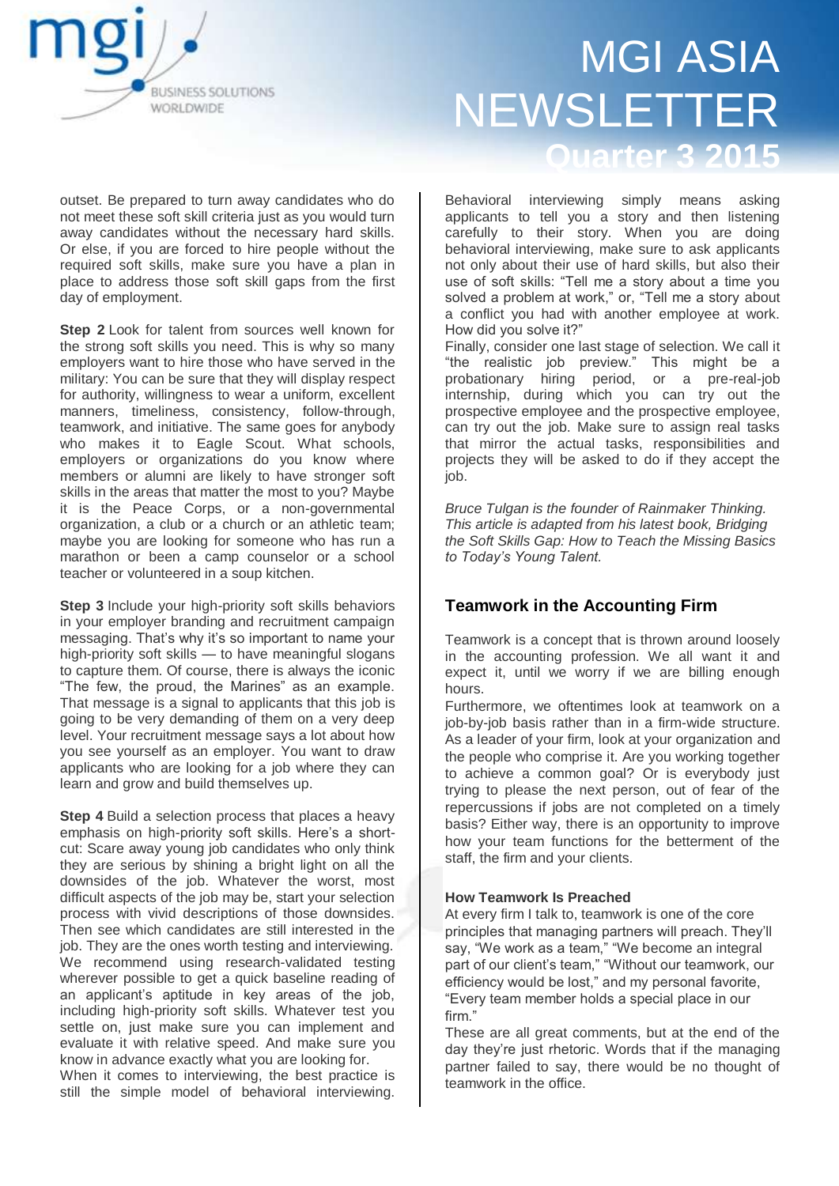outset. Be prepared to turn away candidates who do not meet these soft skill criteria just as you would turn away candidates without the necessary hard skills. Or else, if you are forced to hire people without the required soft skills, make sure you have a plan in place to address those soft skill gaps from the first day of employment.

**Step 2** Look for talent from sources well known for the strong soft skills you need. This is why so many employers want to hire those who have served in the military: You can be sure that they will display respect for authority, willingness to wear a uniform, excellent manners, timeliness, consistency, follow-through, teamwork, and initiative. The same goes for anybody who makes it to Eagle Scout. What schools, employers or organizations do you know where members or alumni are likely to have stronger soft skills in the areas that matter the most to you? Maybe it is the Peace Corps, or a non-governmental organization, a club or a church or an athletic team; maybe you are looking for someone who has run a marathon or been a camp counselor or a school teacher or volunteered in a soup kitchen.

**Step 3** Include your high-priority soft skills behaviors in your employer branding and recruitment campaign messaging. That's why it's so important to name your high-priority soft skills — to have meaningful slogans to capture them. Of course, there is always the iconic "The few, the proud, the Marines" as an example. That message is a signal to applicants that this job is going to be very demanding of them on a very deep level. Your recruitment message says a lot about how you see yourself as an employer. You want to draw applicants who are looking for a job where they can learn and grow and build themselves up.

**Step 4** Build a selection process that places a heavy emphasis on high-priority soft skills. Here's a short-cut: Scare away young job candidates who only think they are serious by shining a bright light on all the downsides of the job. Whatever the worst, most difficult aspects of the job may be, start your selection process with vivid descriptions of those downsides. Then see which candidates are still interested in the job. They are the ones worth testing and interviewing. We recommend using research-validated testing wherever possible to get a quick baseline reading of an applicant's aptitude in key areas of the job, including high-priority soft skills. Whatever test you settle on, just make sure you can implement and evaluate it with relative speed. And make sure you know in advance exactly what you are looking for.

When it comes to interviewing, the best practice is still the simple model of behavioral interviewing. Behavioral interviewing simply means asking applicants to tell you a story and then listening carefully to their story. When you are doing behavioral interviewing, make sure to ask applicants not only about their use of hard skills, but also their use of soft skills: "Tell me a story about a time you solved a problem at work," or, "Tell me a story about a conflict you had with another employee at work. How did you solve it?"

Finally, consider one last stage of selection. We call it "the realistic job preview." This might be a probationary hiring period, or a pre-real-job internship, during which you can try out the prospective employee and the prospective employee, can try out the job. Make sure to assign real tasks that mirror the actual tasks, responsibilities and projects they will be asked to do if they accept the job.

*Bruce Tulgan is the founder of Rainmaker Thinking. This article is adapted from his latest book, Bridging the Soft Skills Gap: How to Teach the Missing Basics to Today's Young Talent.*

## Teamwork in the Accounting Firm

Teamwork is a concept that is thrown around loosely in the accounting profession. We all want it and expect it, until we worry if we are billing enough hours.

Furthermore, we oftentimes look at teamwork on a job-by-job basis rather than in a firm-wide structure. As a leader of your firm, look at your organization and the people who comprise it. Are you working together to achieve a common goal? Or is everybody just trying to please the next person, out of fear of the repercussions if jobs are not completed on a timely basis? Either way, there is an opportunity to improve how your team functions for the betterment of the staff, the firm and your clients.

### How Teamwork Is Preached

At every firm I talk to, teamwork is one of the core principles that managing partners will preach. They'll say, "We work as a team," "We become an integral part of our client's team," "Without our teamwork, our efficiency would be lost," and my personal favorite, "Every team member holds a special place in our firm."

These are all great comments, but at the end of the day they're just rhetoric. Words that if the managing partner failed to say, there would be no thought of teamwork in the office.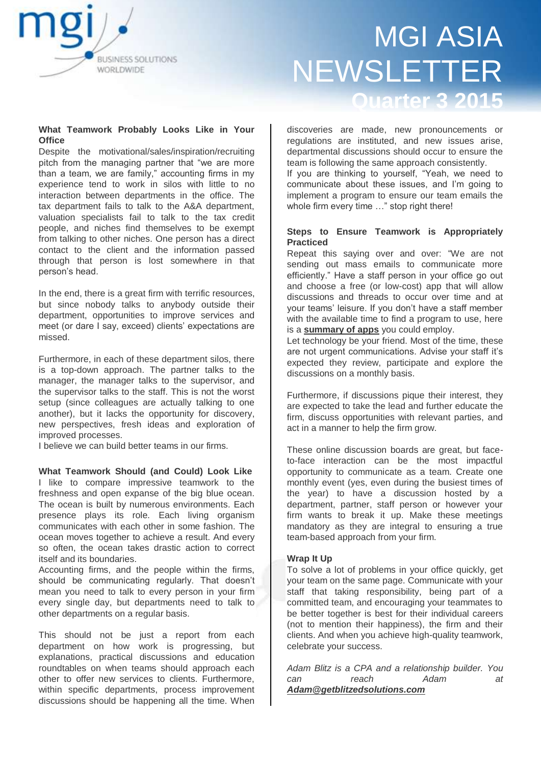## What Teamwork Probably Looks Like in Your Office

Despite the motivational/sales/inspiration/recruiting pitch from the managing partner that "we are more than a team, we are family," accounting firms in my experience tend to work in silos with little to no interaction between departments in the office. The tax department fails to talk to the A&A department, valuation specialists fail to talk to the tax credit people, and niches find themselves to be exempt from talking to other niches. One person has a direct contact to the client and the information passed through that person is lost somewhere in that person's head.

In the end, there is a great firm with terrific resources, but since nobody talks to anybody outside their department, opportunities to improve services and meet (or dare I say, exceed) clients' expectations are missed.

Furthermore, in each of these department silos, there is a top-down approach. The partner talks to the manager, the manager talks to the supervisor, and the supervisor talks to the staff. This is not the worst setup (since colleagues are actually talking to one another), but it lacks the opportunity for discovery, new perspectives, fresh ideas and exploration of improved processes.
I believe we can build better teams in our firms.

## What Teamwork Should (and Could) Look Like

I like to compare impressive teamwork to the freshness and open expanse of the big blue ocean. The ocean is built by numerous environments. Each presence plays its role. Each living organism communicates with each other in some fashion. The ocean moves together to achieve a result. And every so often, the ocean takes drastic action to correct itself and its boundaries.
Accounting firms, and the people within the firms, should be communicating regularly. That doesn't mean you need to talk to every person in your firm every single day, but departments need to talk to other departments on a regular basis.

This should not be just a report from each department on how work is progressing, but explanations, practical discussions and education roundtables on when teams should approach each other to offer new services to clients. Furthermore, within specific departments, process improvement discussions should be happening all the time. When discoveries are made, new pronouncements or regulations are instituted, and new issues arise, departmental discussions should occur to ensure the team is following the same approach consistently.
If you are thinking to yourself, "Yeah, we need to communicate about these issues, and I'm going to implement a program to ensure our team emails the whole firm every time …" stop right there!

## Steps to Ensure Teamwork is Appropriately Practiced

Repeat this saying over and over: "We are not sending out mass emails to communicate more efficiently." Have a staff person in your office go out and choose a free (or low-cost) app that will allow discussions and threads to occur over time and at your teams' leisure. If you don't have a staff member with the available time to find a program to use, here is a **summary of apps** you could employ.
Let technology be your friend. Most of the time, these are not urgent communications. Advise your staff it's expected they review, participate and explore the discussions on a monthly basis.

Furthermore, if discussions pique their interest, they are expected to take the lead and further educate the firm, discuss opportunities with relevant parties, and act in a manner to help the firm grow.

These online discussion boards are great, but face-to-face interaction can be the most impactful opportunity to communicate as a team. Create one monthly event (yes, even during the busiest times of the year) to have a discussion hosted by a department, partner, staff person or however your firm wants to break it up. Make these meetings mandatory as they are integral to ensuring a true team-based approach from your firm.

## Wrap It Up

To solve a lot of problems in your office quickly, get your team on the same page. Communicate with your staff that taking responsibility, being part of a committed team, and encouraging your teammates to be better together is best for their individual careers (not to mention their happiness), the firm and their clients. And when you achieve high-quality teamwork, celebrate your success.

*Adam Blitz is a CPA and a relationship builder. You can reach Adam at* ***Adam@getblitzedsolutions.com***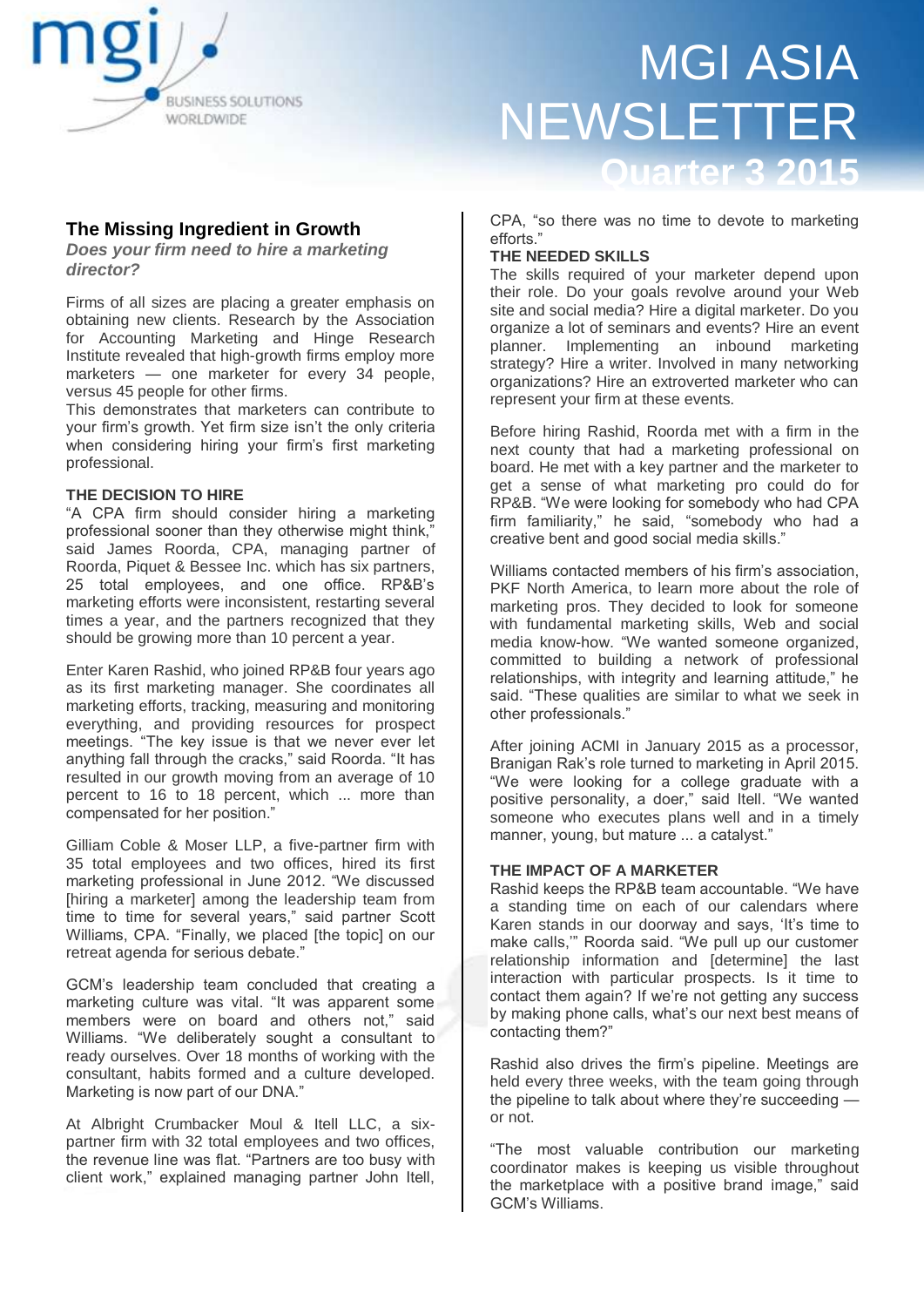## The Missing Ingredient in Growth

***Does your firm need to hire a marketing director?***

Firms of all sizes are placing a greater emphasis on obtaining new clients. Research by the Association for Accounting Marketing and Hinge Research Institute revealed that high-growth firms employ more marketers — one marketer for every 34 people, versus 45 people for other firms.

This demonstrates that marketers can contribute to your firm's growth. Yet firm size isn't the only criteria when considering hiring your firm's first marketing professional.

### THE DECISION TO HIRE

"A CPA firm should consider hiring a marketing professional sooner than they otherwise might think," said James Roorda, CPA, managing partner of Roorda, Piquet & Bessee Inc. which has six partners, 25 total employees, and one office. RP&B's marketing efforts were inconsistent, restarting several times a year, and the partners recognized that they should be growing more than 10 percent a year.

Enter Karen Rashid, who joined RP&B four years ago as its first marketing manager. She coordinates all marketing efforts, tracking, measuring and monitoring everything, and providing resources for prospect meetings. "The key issue is that we never ever let anything fall through the cracks," said Roorda. "It has resulted in our growth moving from an average of 10 percent to 16 to 18 percent, which ... more than compensated for her position."

Gilliam Coble & Moser LLP, a five-partner firm with 35 total employees and two offices, hired its first marketing professional in June 2012. "We discussed [hiring a marketer] among the leadership team from time to time for several years," said partner Scott Williams, CPA. "Finally, we placed [the topic] on our retreat agenda for serious debate."

GCM's leadership team concluded that creating a marketing culture was vital. "It was apparent some members were on board and others not," said Williams. "We deliberately sought a consultant to ready ourselves. Over 18 months of working with the consultant, habits formed and a culture developed. Marketing is now part of our DNA."

At Albright Crumbacker Moul & Itell LLC, a six-partner firm with 32 total employees and two offices, the revenue line was flat. "Partners are too busy with client work," explained managing partner John Itell, CPA, "so there was no time to devote to marketing efforts."

### THE NEEDED SKILLS

The skills required of your marketer depend upon their role. Do your goals revolve around your Web site and social media? Hire a digital marketer. Do you organize a lot of seminars and events? Hire an event planner. Implementing an inbound marketing strategy? Hire a writer. Involved in many networking organizations? Hire an extroverted marketer who can represent your firm at these events.

Before hiring Rashid, Roorda met with a firm in the next county that had a marketing professional on board. He met with a key partner and the marketer to get a sense of what marketing pro could do for RP&B. "We were looking for somebody who had CPA firm familiarity," he said, "somebody who had a creative bent and good social media skills."

Williams contacted members of his firm's association, PKF North America, to learn more about the role of marketing pros. They decided to look for someone with fundamental marketing skills, Web and social media know-how. "We wanted someone organized, committed to building a network of professional relationships, with integrity and learning attitude," he said. "These qualities are similar to what we seek in other professionals."

After joining ACMI in January 2015 as a processor, Branigan Rak's role turned to marketing in April 2015. "We were looking for a college graduate with a positive personality, a doer," said Itell. "We wanted someone who executes plans well and in a timely manner, young, but mature ... a catalyst."

### THE IMPACT OF A MARKETER

Rashid keeps the RP&B team accountable. "We have a standing time on each of our calendars where Karen stands in our doorway and says, 'It's time to make calls,'" Roorda said. "We pull up our customer relationship information and [determine] the last interaction with particular prospects. Is it time to contact them again? If we're not getting any success by making phone calls, what's our next best means of contacting them?"

Rashid also drives the firm's pipeline. Meetings are held every three weeks, with the team going through the pipeline to talk about where they're succeeding — or not.

"The most valuable contribution our marketing coordinator makes is keeping us visible throughout the marketplace with a positive brand image," said GCM's Williams.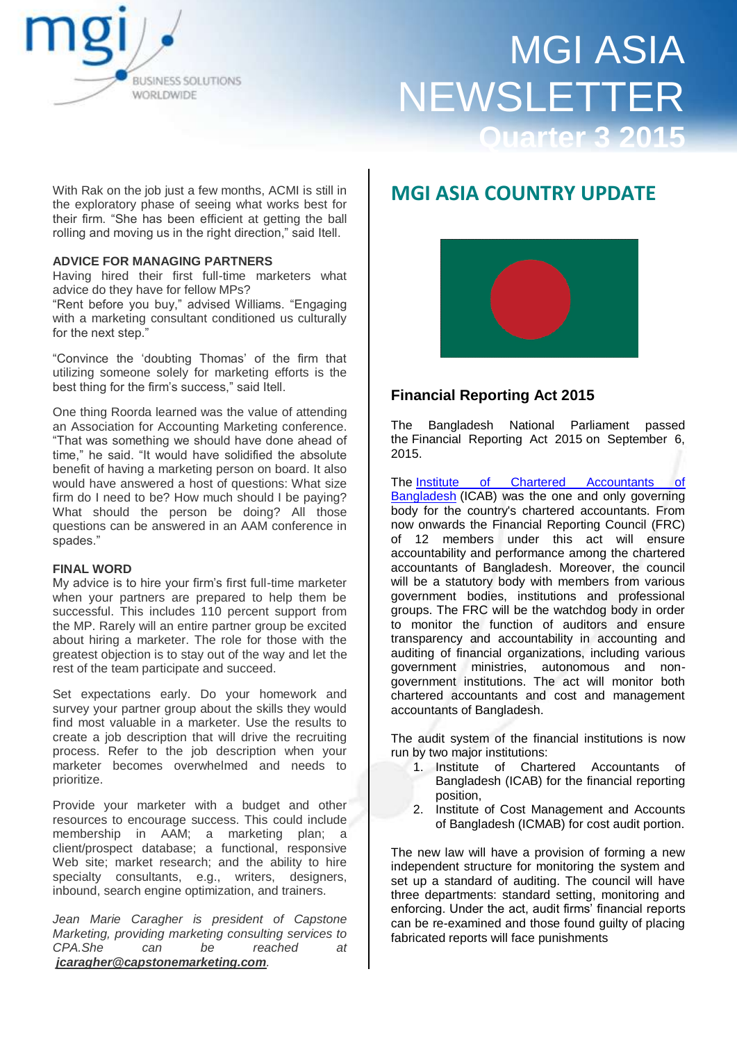With Rak on the job just a few months, ACMI is still in the exploratory phase of seeing what works best for their firm. "She has been efficient at getting the ball rolling and moving us in the right direction," said Itell.

**ADVICE FOR MANAGING PARTNERS**

Having hired their first full-time marketers what advice do they have for fellow MPs?

"Rent before you buy," advised Williams. "Engaging with a marketing consultant conditioned us culturally for the next step."

"Convince the 'doubting Thomas' of the firm that utilizing someone solely for marketing efforts is the best thing for the firm's success," said Itell.

One thing Roorda learned was the value of attending an Association for Accounting Marketing conference. "That was something we should have done ahead of time," he said. "It would have solidified the absolute benefit of having a marketing person on board. It also would have answered a host of questions: What size firm do I need to be? How much should I be paying? What should the person be doing? All those questions can be answered in an AAM conference in spades."

**FINAL WORD**

My advice is to hire your firm's first full-time marketer when your partners are prepared to help them be successful. This includes 110 percent support from the MP. Rarely will an entire partner group be excited about hiring a marketer. The role for those with the greatest objection is to stay out of the way and let the rest of the team participate and succeed.

Set expectations early. Do your homework and survey your partner group about the skills they would find most valuable in a marketer. Use the results to create a job description that will drive the recruiting process. Refer to the job description when your marketer becomes overwhelmed and needs to prioritize.

Provide your marketer with a budget and other resources to encourage success. This could include membership in AAM; a marketing plan; a client/prospect database; a functional, responsive Web site; market research; and the ability to hire specialty consultants, e.g., writers, designers, inbound, search engine optimization, and trainers.

*Jean Marie Caragher is president of Capstone Marketing, providing marketing consulting services to CPA.She can be reached at* ***jcaragher@capstonemarketing.com****.*

## MGI ASIA COUNTRY UPDATE

### Financial Reporting Act 2015

The Bangladesh National Parliament passed the Financial Reporting Act 2015 on September 6, 2015.

The Institute of Chartered Accountants of Bangladesh (ICAB) was the one and only governing body for the country's chartered accountants. From now onwards the Financial Reporting Council (FRC) of 12 members under this act will ensure accountability and performance among the chartered accountants of Bangladesh. Moreover, the council will be a statutory body with members from various government bodies, institutions and professional groups. The FRC will be the watchdog body in order to monitor the function of auditors and ensure transparency and accountability in accounting and auditing of financial organizations, including various government ministries, autonomous and non-government institutions. The act will monitor both chartered accountants and cost and management accountants of Bangladesh.

The audit system of the financial institutions is now run by two major institutions:

1. Institute of Chartered Accountants of Bangladesh (ICAB) for the financial reporting position,
2. Institute of Cost Management and Accounts of Bangladesh (ICMAB) for cost audit portion.

The new law will have a provision of forming a new independent structure for monitoring the system and set up a standard of auditing. The council will have three departments: standard setting, monitoring and enforcing. Under the act, audit firms' financial reports can be re-examined and those found guilty of placing fabricated reports will face punishments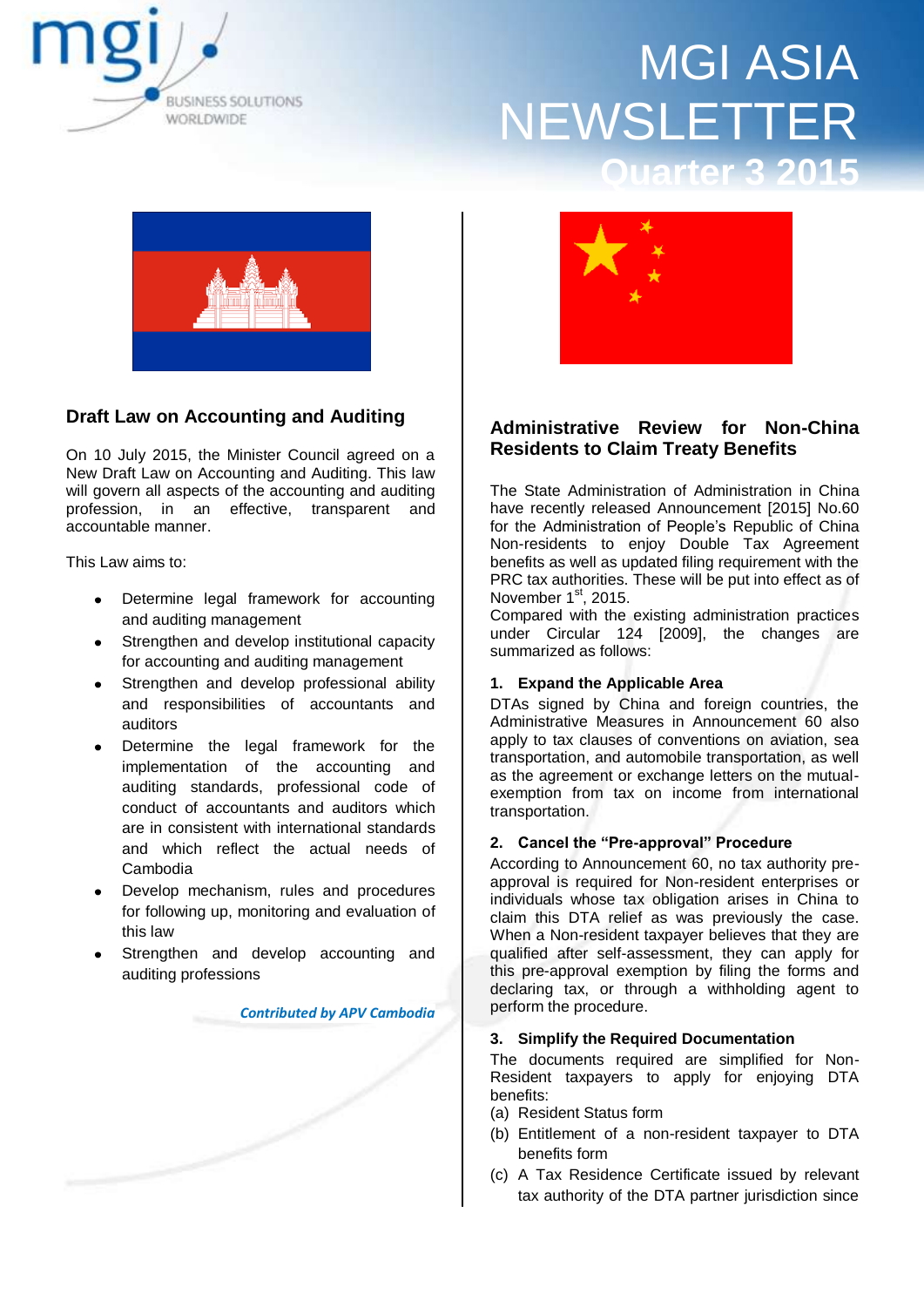## Draft Law on Accounting and Auditing

On 10 July 2015, the Minister Council agreed on a New Draft Law on Accounting and Auditing. This law will govern all aspects of the accounting and auditing profession, in an effective, transparent and accountable manner.

This Law aims to:

- Determine legal framework for accounting and auditing management
- Strengthen and develop institutional capacity for accounting and auditing management
- Strengthen and develop professional ability and responsibilities of accountants and auditors
- Determine the legal framework for the implementation of the accounting and auditing standards, professional code of conduct of accountants and auditors which are in consistent with international standards and which reflect the actual needs of Cambodia
- Develop mechanism, rules and procedures for following up, monitoring and evaluation of this law
- Strengthen and develop accounting and auditing professions

*Contributed by APV Cambodia*

## Administrative Review for Non-China Residents to Claim Treaty Benefits

The State Administration of Administration in China have recently released Announcement [2015] No.60 for the Administration of People's Republic of China Non-residents to enjoy Double Tax Agreement benefits as well as updated filing requirement with the PRC tax authorities. These will be put into effect as of November 1st, 2015.

Compared with the existing administration practices under Circular 124 [2009], the changes are summarized as follows:

**1. Expand the Applicable Area**

DTAs signed by China and foreign countries, the Administrative Measures in Announcement 60 also apply to tax clauses of conventions on aviation, sea transportation, and automobile transportation, as well as the agreement or exchange letters on the mutual-exemption from tax on income from international transportation.

**2. Cancel the "Pre-approval" Procedure**

According to Announcement 60, no tax authority pre-approval is required for Non-resident enterprises or individuals whose tax obligation arises in China to claim this DTA relief as was previously the case. When a Non-resident taxpayer believes that they are qualified after self-assessment, they can apply for this pre-approval exemption by filing the forms and declaring tax, or through a withholding agent to perform the procedure.

**3. Simplify the Required Documentation**

The documents required are simplified for Non-Resident taxpayers to apply for enjoying DTA benefits:

(a) Resident Status form

(b) Entitlement of a non-resident taxpayer to DTA benefits form

(c) A Tax Residence Certificate issued by relevant tax authority of the DTA partner jurisdiction since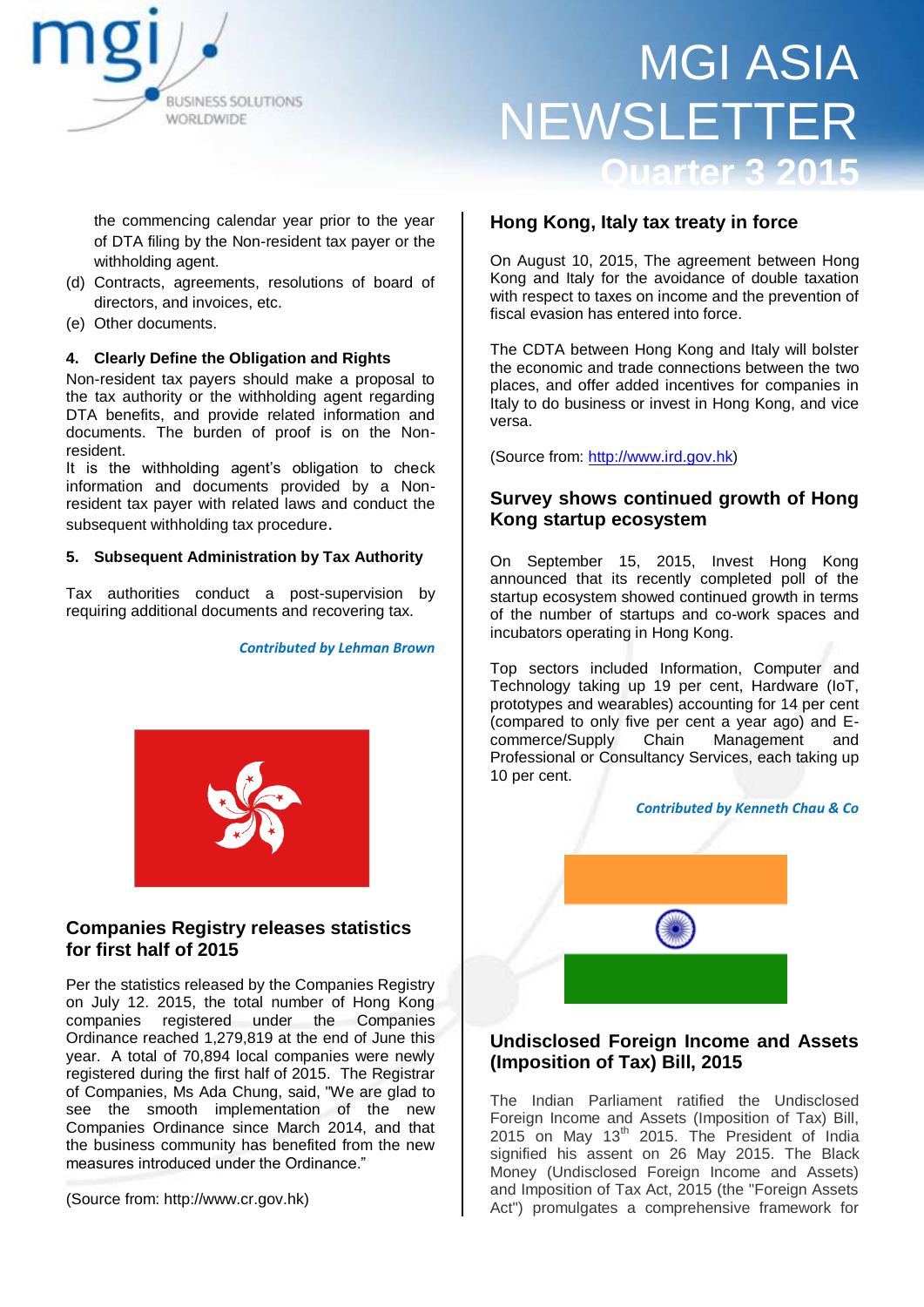the commencing calendar year prior to the year of DTA filing by the Non-resident tax payer or the withholding agent.

(d) Contracts, agreements, resolutions of board of directors, and invoices, etc.

(e) Other documents.

**4. Clearly Define the Obligation and Rights**

Non-resident tax payers should make a proposal to the tax authority or the withholding agent regarding DTA benefits, and provide related information and documents. The burden of proof is on the Non-resident.

It is the withholding agent's obligation to check information and documents provided by a Non-resident tax payer with related laws and conduct the subsequent withholding tax procedure.

**5. Subsequent Administration by Tax Authority**

Tax authorities conduct a post-supervision by requiring additional documents and recovering tax.

***Contributed by Lehman Brown***

## Companies Registry releases statistics for first half of 2015

Per the statistics released by the Companies Registry on July 12. 2015, the total number of Hong Kong companies registered under the Companies Ordinance reached 1,279,819 at the end of June this year. A total of 70,894 local companies were newly registered during the first half of 2015. The Registrar of Companies, Ms Ada Chung, said, "We are glad to see the smooth implementation of the new Companies Ordinance since March 2014, and that the business community has benefited from the new measures introduced under the Ordinance."

(Source from: http://www.cr.gov.hk)

## Hong Kong, Italy tax treaty in force

On August 10, 2015, The agreement between Hong Kong and Italy for the avoidance of double taxation with respect to taxes on income and the prevention of fiscal evasion has entered into force.

The CDTA between Hong Kong and Italy will bolster the economic and trade connections between the two places, and offer added incentives for companies in Italy to do business or invest in Hong Kong, and vice versa.

(Source from: http://www.ird.gov.hk)

## Survey shows continued growth of Hong Kong startup ecosystem

On September 15, 2015, Invest Hong Kong announced that its recently completed poll of the startup ecosystem showed continued growth in terms of the number of startups and co-work spaces and incubators operating in Hong Kong.

Top sectors included Information, Computer and Technology taking up 19 per cent, Hardware (IoT, prototypes and wearables) accounting for 14 per cent (compared to only five per cent a year ago) and E-commerce/Supply Chain Management and Professional or Consultancy Services, each taking up 10 per cent.

***Contributed by Kenneth Chau & Co***

## Undisclosed Foreign Income and Assets (Imposition of Tax) Bill, 2015

The Indian Parliament ratified the Undisclosed Foreign Income and Assets (Imposition of Tax) Bill, 2015 on May 13th 2015. The President of India signified his assent on 26 May 2015. The Black Money (Undisclosed Foreign Income and Assets) and Imposition of Tax Act, 2015 (the "Foreign Assets Act") promulgates a comprehensive framework for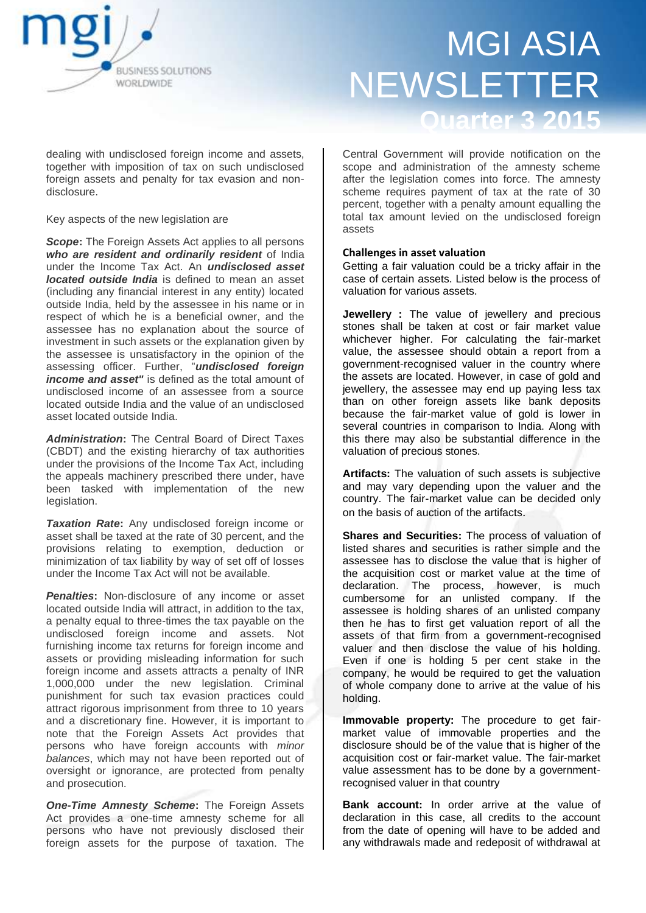dealing with undisclosed foreign income and assets, together with imposition of tax on such undisclosed foreign assets and penalty for tax evasion and non-disclosure.

Key aspects of the new legislation are

***Scope*****:** The Foreign Assets Act applies to all persons ***who are resident and ordinarily resident*** of India under the Income Tax Act. An ***undisclosed asset located outside India*** is defined to mean an asset (including any financial interest in any entity) located outside India, held by the assessee in his name or in respect of which he is a beneficial owner, and the assessee has no explanation about the source of investment in such assets or the explanation given by the assessee is unsatisfactory in the opinion of the assessing officer. Further, "***undisclosed foreign income and asset"*** is defined as the total amount of undisclosed income of an assessee from a source located outside India and the value of an undisclosed asset located outside India.

***Administration*****:** The Central Board of Direct Taxes (CBDT) and the existing hierarchy of tax authorities under the provisions of the Income Tax Act, including the appeals machinery prescribed there under, have been tasked with implementation of the new legislation.

***Taxation Rate*****:** Any undisclosed foreign income or asset shall be taxed at the rate of 30 percent, and the provisions relating to exemption, deduction or minimization of tax liability by way of set off of losses under the Income Tax Act will not be available.

***Penalties*****:** Non-disclosure of any income or asset located outside India will attract, in addition to the tax, a penalty equal to three-times the tax payable on the undisclosed foreign income and assets. Not furnishing income tax returns for foreign income and assets or providing misleading information for such foreign income and assets attracts a penalty of INR 1,000,000 under the new legislation. Criminal punishment for such tax evasion practices could attract rigorous imprisonment from three to 10 years and a discretionary fine. However, it is important to note that the Foreign Assets Act provides that persons who have foreign accounts with *minor balances*, which may not have been reported out of oversight or ignorance, are protected from penalty and prosecution.

***One-Time Amnesty Scheme*****:** The Foreign Assets Act provides a one-time amnesty scheme for all persons who have not previously disclosed their foreign assets for the purpose of taxation. The Central Government will provide notification on the scope and administration of the amnesty scheme after the legislation comes into force. The amnesty scheme requires payment of tax at the rate of 30 percent, together with a penalty amount equalling the total tax amount levied on the undisclosed foreign assets

**Challenges in asset valuation**

Getting a fair valuation could be a tricky affair in the case of certain assets. Listed below is the process of valuation for various assets.

**Jewellery :** The value of jewellery and precious stones shall be taken at cost or fair market value whichever higher. For calculating the fair-market value, the assessee should obtain a report from a government-recognised valuer in the country where the assets are located. However, in case of gold and jewellery, the assessee may end up paying less tax than on other foreign assets like bank deposits because the fair-market value of gold is lower in several countries in comparison to India. Along with this there may also be substantial difference in the valuation of precious stones.

**Artifacts:** The valuation of such assets is subjective and may vary depending upon the valuer and the country. The fair-market value can be decided only on the basis of auction of the artifacts.

**Shares and Securities:** The process of valuation of listed shares and securities is rather simple and the assessee has to disclose the value that is higher of the acquisition cost or market value at the time of declaration. The process, however, is much cumbersome for an unlisted company. If the assessee is holding shares of an unlisted company then he has to first get valuation report of all the assets of that firm from a government-recognised valuer and then disclose the value of his holding. Even if one is holding 5 per cent stake in the company, he would be required to get the valuation of whole company done to arrive at the value of his holding.

**Immovable property:** The procedure to get fair-market value of immovable properties and the disclosure should be of the value that is higher of the acquisition cost or fair-market value. The fair-market value assessment has to be done by a government-recognised valuer in that country

**Bank account:** In order arrive at the value of declaration in this case, all credits to the account from the date of opening will have to be added and any withdrawals made and redeposit of withdrawal at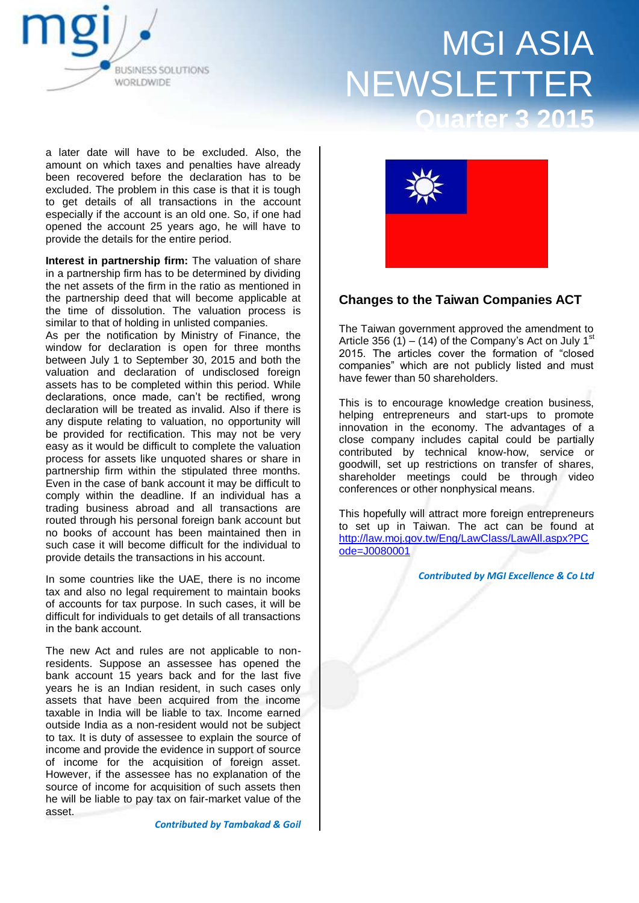a later date will have to be excluded. Also, the amount on which taxes and penalties have already been recovered before the declaration has to be excluded. The problem in this case is that it is tough to get details of all transactions in the account especially if the account is an old one. So, if one had opened the account 25 years ago, he will have to provide the details for the entire period.

**Interest in partnership firm:** The valuation of share in a partnership firm has to be determined by dividing the net assets of the firm in the ratio as mentioned in the partnership deed that will become applicable at the time of dissolution. The valuation process is similar to that of holding in unlisted companies.

As per the notification by Ministry of Finance, the window for declaration is open for three months between July 1 to September 30, 2015 and both the valuation and declaration of undisclosed foreign assets has to be completed within this period. While declarations, once made, can't be rectified, wrong declaration will be treated as invalid. Also if there is any dispute relating to valuation, no opportunity will be provided for rectification. This may not be very easy as it would be difficult to complete the valuation process for assets like unquoted shares or share in partnership firm within the stipulated three months. Even in the case of bank account it may be difficult to comply within the deadline. If an individual has a trading business abroad and all transactions are routed through his personal foreign bank account but no books of account has been maintained then in such case it will become difficult for the individual to provide details the transactions in his account.

In some countries like the UAE, there is no income tax and also no legal requirement to maintain books of accounts for tax purpose. In such cases, it will be difficult for individuals to get details of all transactions in the bank account.

The new Act and rules are not applicable to non-residents. Suppose an assessee has opened the bank account 15 years back and for the last five years he is an Indian resident, in such cases only assets that have been acquired from the income taxable in India will be liable to tax. Income earned outside India as a non-resident would not be subject to tax. It is duty of assessee to explain the source of income and provide the evidence in support of source of income for the acquisition of foreign asset. However, if the assessee has no explanation of the source of income for acquisition of such assets then he will be liable to pay tax on fair-market value of the asset.

***Contributed by Tambakad & Goil***

## Changes to the Taiwan Companies ACT

The Taiwan government approved the amendment to Article 356 (1) – (14) of the Company's Act on July 1st 2015. The articles cover the formation of "closed companies" which are not publicly listed and must have fewer than 50 shareholders.

This is to encourage knowledge creation business, helping entrepreneurs and start-ups to promote innovation in the economy. The advantages of a close company includes capital could be partially contributed by technical know-how, service or goodwill, set up restrictions on transfer of shares, shareholder meetings could be through video conferences or other nonphysical means.

This hopefully will attract more foreign entrepreneurs to set up in Taiwan. The act can be found at http://law.moj.gov.tw/Eng/LawClass/LawAll.aspx?PCode=J0080001

***Contributed by MGI Excellence & Co Ltd***